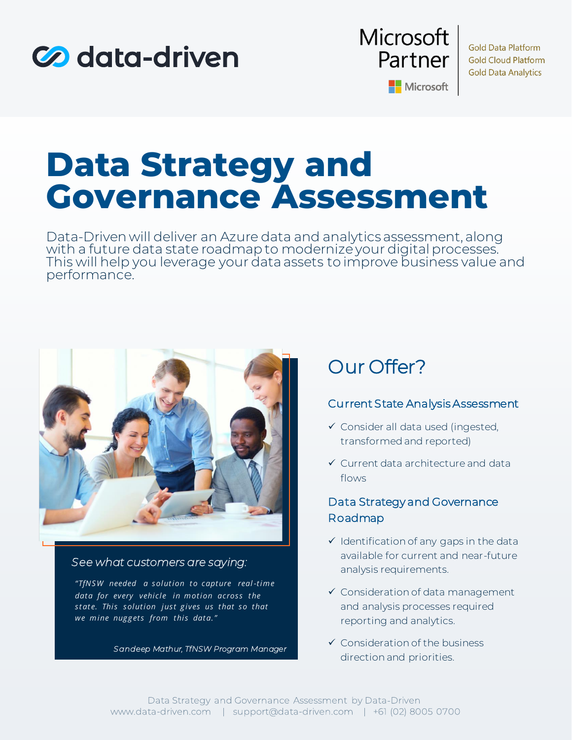data-driven

Microsoft Partner

Microsoft

Gold Data Platform
Gold Cloud Platform
Gold Data Analytics

# Data Strategy and Governance Assessment

Data-Driven will deliver an Azure data and analytics assessment, along with a future data state roadmap to modernize your digital processes. This will help you leverage your data assets to improve business value and performance.

*See what customers are saying:*

*"TfNSW needed a solution to capture real-time data for every vehicle in motion across the state. This solution just gives us that so that we mine nuggets from this data."*

*Sandeep Mathur, TfNSW Program Manager*

## Our Offer?

### Current State Analysis Assessment

- ✓ Consider all data used (ingested, transformed and reported)
- ✓ Current data architecture and data flows

### Data Strategy and Governance Roadmap

- ✓ Identification of any gaps in the data available for current and near-future analysis requirements.
- ✓ Consideration of data management and analysis processes required reporting and analytics.
- ✓ Consideration of the business direction and priorities.

Data Strategy and Governance Assessment by Data-Driven
www.data-driven.com | support@data-driven.com | +61 (02) 8005 0700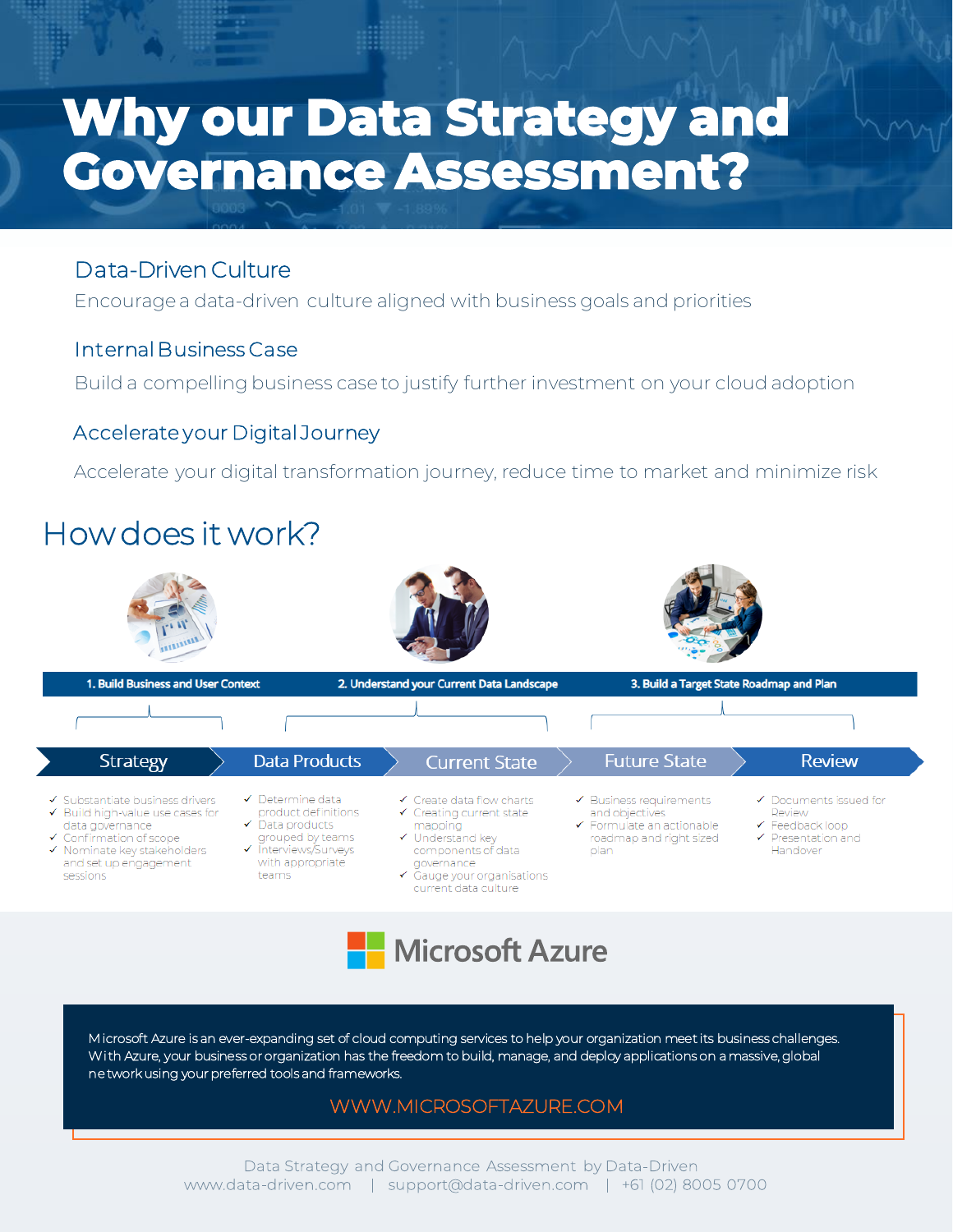# Why our Data Strategy and Governance Assessment?

### Data-Driven Culture

Encourage a data-driven culture aligned with business goals and priorities

### Internal Business Case

Build a compelling business case to justify further investment on your cloud adoption

### Accelerate your Digital Journey

Accelerate your digital transformation journey, reduce time to market and minimize risk

## How does it work?

**1. Build Business and User Context** | **2. Understand your Current Data Landscape** | **3. Build a Target State Roadmap and Plan**

### Strategy

- Substantiate business drivers
- Build high-value use cases for data governance
- Confirmation of scope
- Nominate key stakeholders and set up engagement sessions

### Data Products

- Determine data product definitions
- Data products grouped by teams
- Interviews/Surveys with appropriate teams

### Current State

- Create data flow charts
- Creating current state mapping
- Understand key components of data governance
- Gauge your organisations current data culture

### Future State

- Business requirements and objectives
- Formulate an actionable roadmap and right sized plan

### Review

- Documents issued for Review
- Feedback loop
- Presentation and Handover

**Microsoft Azure**

Microsoft Azure is an ever-expanding set of cloud computing services to help your organization meet its business challenges. With Azure, your business or organization has the freedom to build, manage, and deploy applications on a massive, global network using your preferred tools and frameworks.

WWW.MICROSOFTAZURE.COM

Data Strategy and Governance Assessment by Data-Driven
www.data-driven.com | support@data-driven.com | +61 (02) 8005 0700